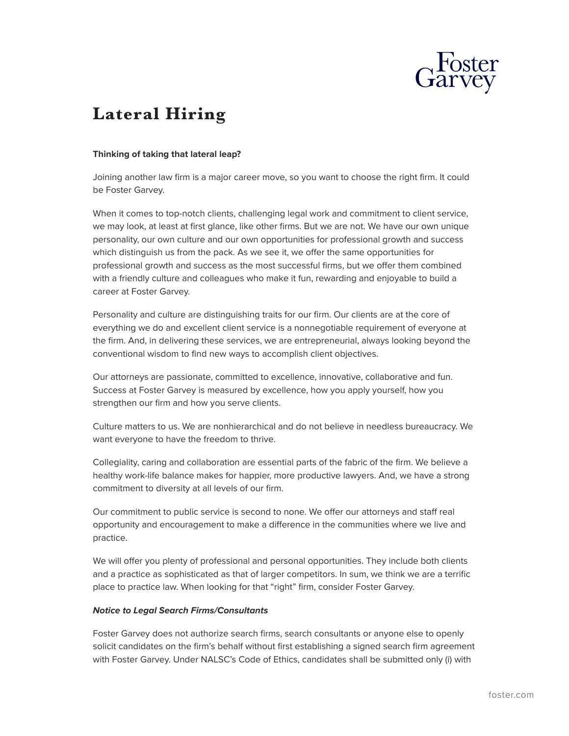# Lateral Hiring

**Thinking of taking that lateral leap?**

Joining another law firm is a major career move, so you want to choose the right firm. It could be Foster Garvey.

When it comes to top-notch clients, challenging legal work and commitment to client service, we may look, at least at first glance, like other firms. But we are not. We have our own unique personality, our own culture and our own opportunities for professional growth and success which distinguish us from the pack. As we see it, we offer the same opportunities for professional growth and success as the most successful firms, but we offer them combined with a friendly culture and colleagues who make it fun, rewarding and enjoyable to build a career at Foster Garvey.

Personality and culture are distinguishing traits for our firm. Our clients are at the core of everything we do and excellent client service is a nonnegotiable requirement of everyone at the firm. And, in delivering these services, we are entrepreneurial, always looking beyond the conventional wisdom to find new ways to accomplish client objectives.

Our attorneys are passionate, committed to excellence, innovative, collaborative and fun. Success at Foster Garvey is measured by excellence, how you apply yourself, how you strengthen our firm and how you serve clients.

Culture matters to us. We are nonhierarchical and do not believe in needless bureaucracy. We want everyone to have the freedom to thrive.

Collegiality, caring and collaboration are essential parts of the fabric of the firm. We believe a healthy work-life balance makes for happier, more productive lawyers. And, we have a strong commitment to diversity at all levels of our firm.

Our commitment to public service is second to none. We offer our attorneys and staff real opportunity and encouragement to make a difference in the communities where we live and practice.

We will offer you plenty of professional and personal opportunities. They include both clients and a practice as sophisticated as that of larger competitors. In sum, we think we are a terrific place to practice law. When looking for that "right" firm, consider Foster Garvey.

***Notice to Legal Search Firms/Consultants***

Foster Garvey does not authorize search firms, search consultants or anyone else to openly solicit candidates on the firm's behalf without first establishing a signed search firm agreement with Foster Garvey. Under NALSC's Code of Ethics, candidates shall be submitted only (i) with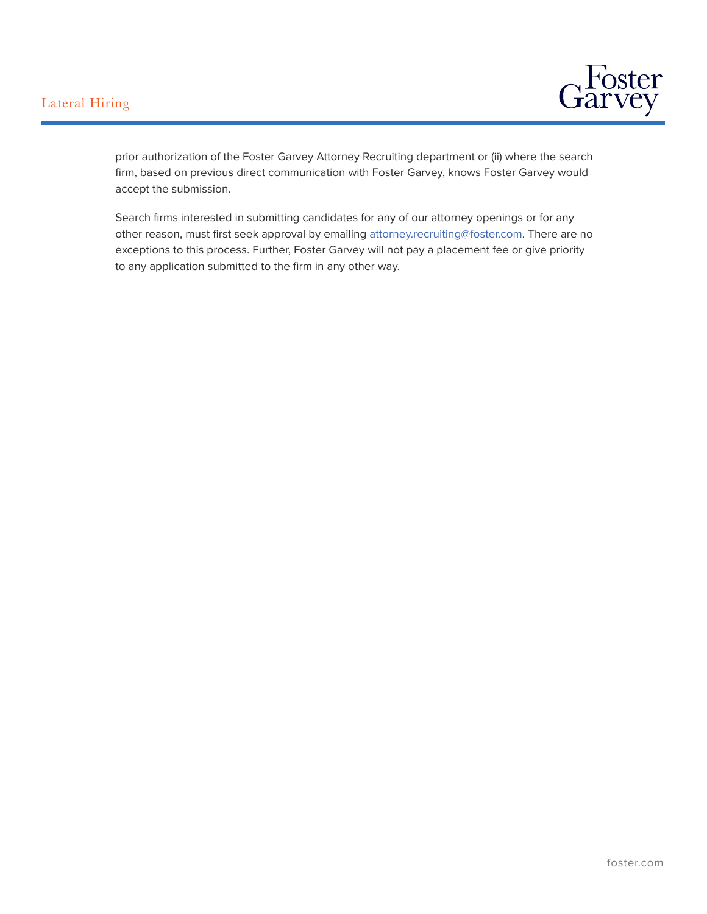prior authorization of the Foster Garvey Attorney Recruiting department or (ii) where the search firm, based on previous direct communication with Foster Garvey, knows Foster Garvey would accept the submission.

Search firms interested in submitting candidates for any of our attorney openings or for any other reason, must first seek approval by emailing attorney.recruiting@foster.com. There are no exceptions to this process. Further, Foster Garvey will not pay a placement fee or give priority to any application submitted to the firm in any other way.